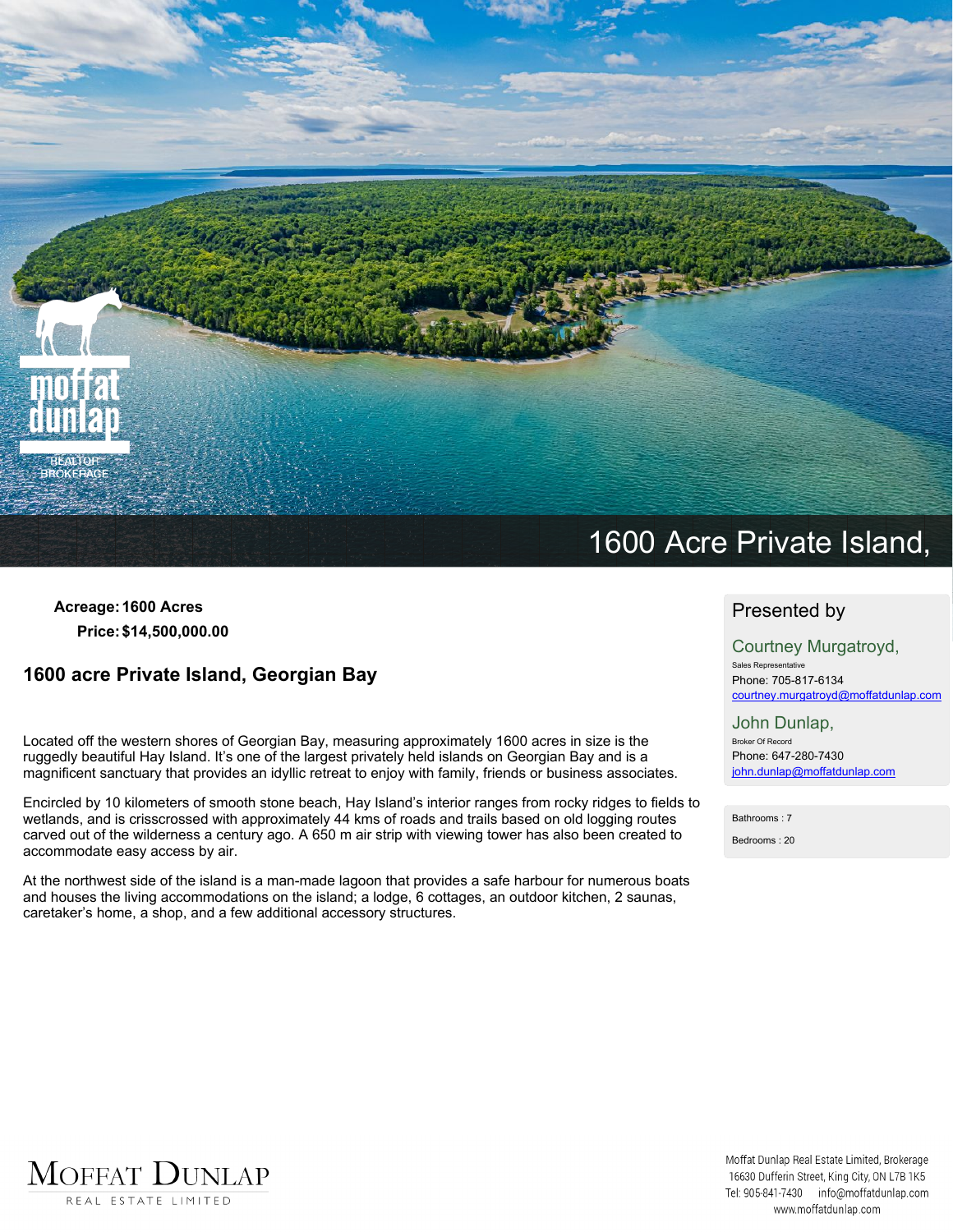# 1600 Acre Private Island,

**Acreage:** 1600 Acres

**Price:** $14,500,000.00

## 1600 acre Private Island, Georgian Bay

Located off the western shores of Georgian Bay, measuring approximately 1600 acres in size is the ruggedly beautiful Hay Island. It's one of the largest privately held islands on Georgian Bay and is a magnificent sanctuary that provides an idyllic retreat to enjoy with family, friends or business associates.

Encircled by 10 kilometers of smooth stone beach, Hay Island's interior ranges from rocky ridges to fields to wetlands, and is crisscrossed with approximately 44 kms of roads and trails based on old logging routes carved out of the wilderness a century ago. A 650 m air strip with viewing tower has also been created to accommodate easy access by air.

At the northwest side of the island is a man-made lagoon that provides a safe harbour for numerous boats and houses the living accommodations on the island; a lodge, 6 cottages, an outdoor kitchen, 2 saunas, caretaker's home, a shop, and a few additional accessory structures.

### Presented by

**Courtney Murgatroyd,**
Sales Representative
Phone: 705-817-6134
courtney.murgatroyd@moffatdunlap.com

**John Dunlap,**
Broker Of Record
Phone: 647-280-7430
john.dunlap@moffatdunlap.com

Bathrooms : 7

Bedrooms : 20

Moffat Dunlap Real Estate Limited, Brokerage
16630 Dufferin Street, King City, ON L7B 1K5
Tel: 905-841-7430 info@moffatdunlap.com
www.moffatdunlap.com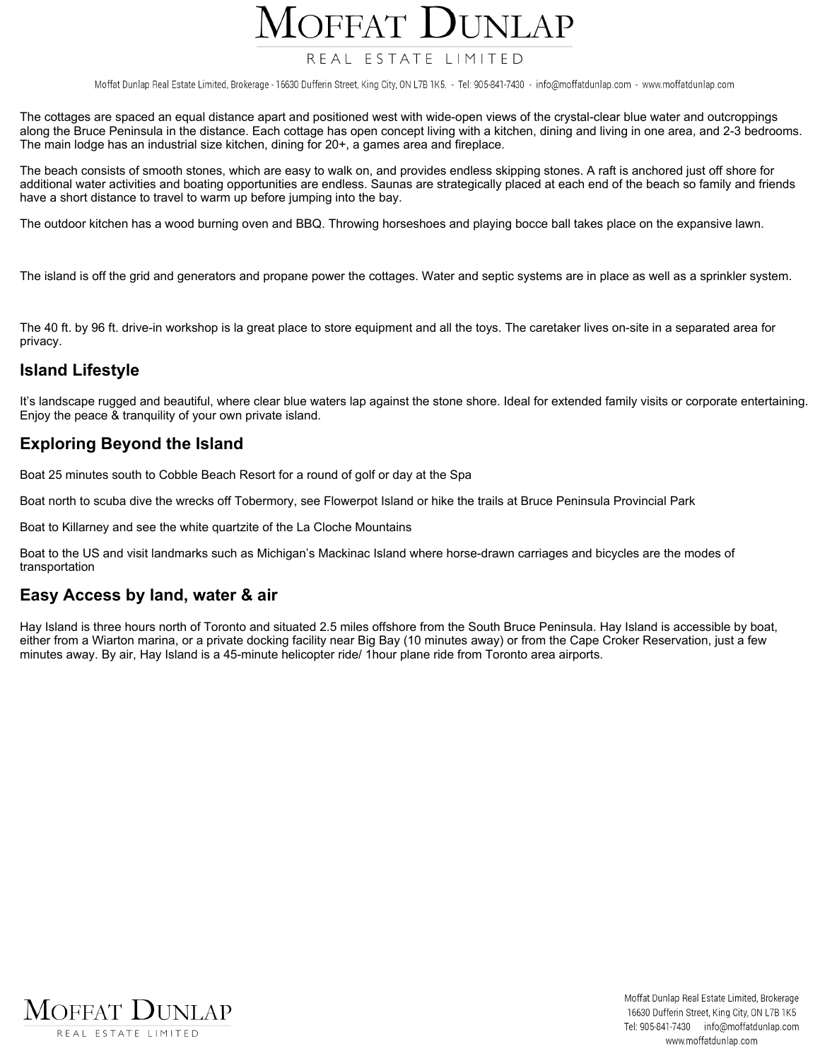The cottages are spaced an equal distance apart and positioned west with wide-open views of the crystal-clear blue water and outcroppings along the Bruce Peninsula in the distance. Each cottage has open concept living with a kitchen, dining and living in one area, and 2-3 bedrooms. The main lodge has an industrial size kitchen, dining for 20+, a games area and fireplace.

The beach consists of smooth stones, which are easy to walk on, and provides endless skipping stones. A raft is anchored just off shore for additional water activities and boating opportunities are endless. Saunas are strategically placed at each end of the beach so family and friends have a short distance to travel to warm up before jumping into the bay.

The outdoor kitchen has a wood burning oven and BBQ. Throwing horseshoes and playing bocce ball takes place on the expansive lawn.

The island is off the grid and generators and propane power the cottages. Water and septic systems are in place as well as a sprinkler system.

The 40 ft. by 96 ft. drive-in workshop is la great place to store equipment and all the toys. The caretaker lives on-site in a separated area for privacy.

## Island Lifestyle

It's landscape rugged and beautiful, where clear blue waters lap against the stone shore. Ideal for extended family visits or corporate entertaining. Enjoy the peace & tranquility of your own private island.

## Exploring Beyond the Island

Boat 25 minutes south to Cobble Beach Resort for a round of golf or day at the Spa

Boat north to scuba dive the wrecks off Tobermory, see Flowerpot Island or hike the trails at Bruce Peninsula Provincial Park

Boat to Killarney and see the white quartzite of the La Cloche Mountains

Boat to the US and visit landmarks such as Michigan's Mackinac Island where horse-drawn carriages and bicycles are the modes of transportation

## Easy Access by land, water & air

Hay Island is three hours north of Toronto and situated 2.5 miles offshore from the South Bruce Peninsula. Hay Island is accessible by boat, either from a Wiarton marina, or a private docking facility near Big Bay (10 minutes away) or from the Cape Croker Reservation, just a few minutes away. By air, Hay Island is a 45-minute helicopter ride/ 1hour plane ride from Toronto area airports.